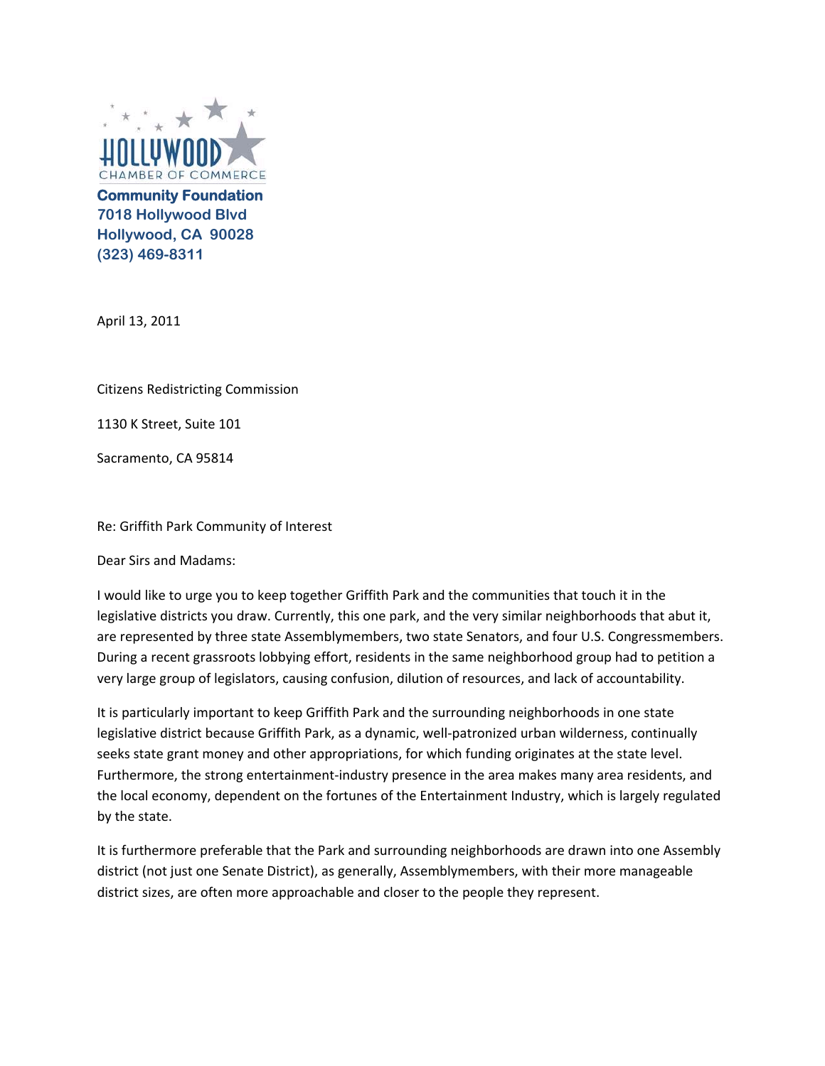HOLLYWOOD CHAMBER OF COMMERCE

**Community Foundation**
**7018 Hollywood Blvd**
**Hollywood, CA 90028**
**(323) 469-8311**

April 13, 2011

Citizens Redistricting Commission

1130 K Street, Suite 101

Sacramento, CA 95814

Re: Griffith Park Community of Interest

Dear Sirs and Madams:

I would like to urge you to keep together Griffith Park and the communities that touch it in the legislative districts you draw. Currently, this one park, and the very similar neighborhoods that abut it, are represented by three state Assemblymembers, two state Senators, and four U.S. Congressmembers. During a recent grassroots lobbying effort, residents in the same neighborhood group had to petition a very large group of legislators, causing confusion, dilution of resources, and lack of accountability.

It is particularly important to keep Griffith Park and the surrounding neighborhoods in one state legislative district because Griffith Park, as a dynamic, well-patronized urban wilderness, continually seeks state grant money and other appropriations, for which funding originates at the state level. Furthermore, the strong entertainment-industry presence in the area makes many area residents, and the local economy, dependent on the fortunes of the Entertainment Industry, which is largely regulated by the state.

It is furthermore preferable that the Park and surrounding neighborhoods are drawn into one Assembly district (not just one Senate District), as generally, Assemblymembers, with their more manageable district sizes, are often more approachable and closer to the people they represent.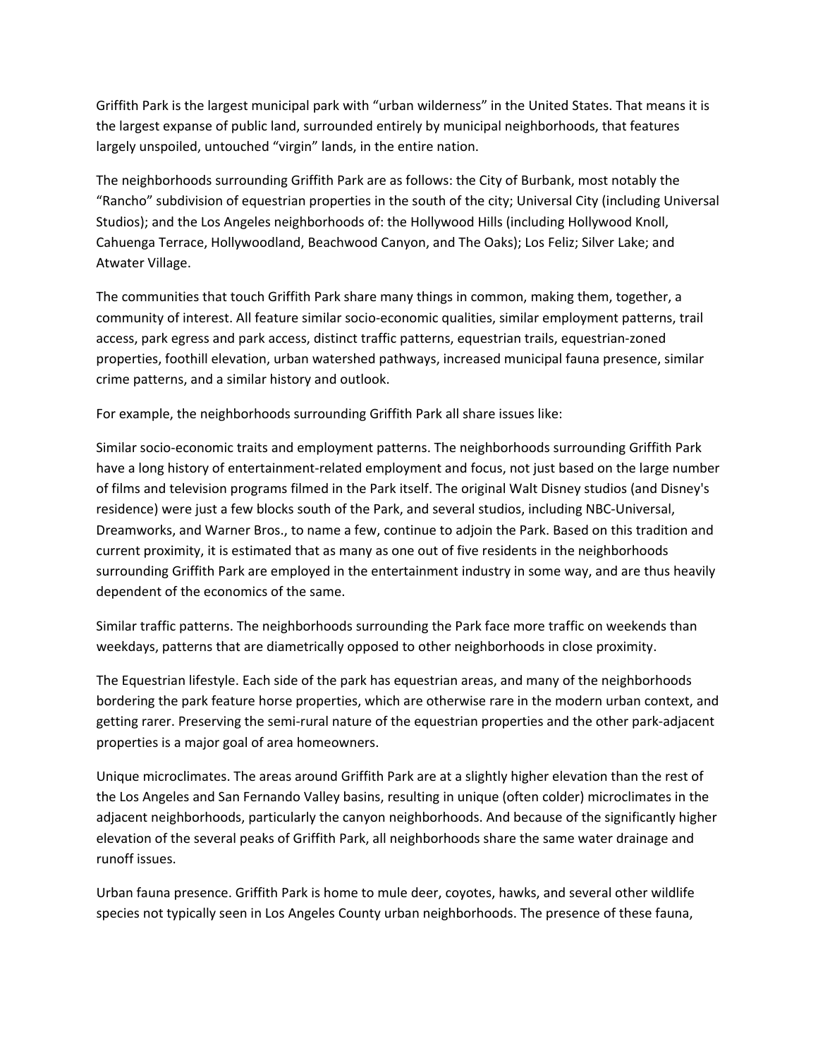Griffith Park is the largest municipal park with "urban wilderness" in the United States. That means it is the largest expanse of public land, surrounded entirely by municipal neighborhoods, that features largely unspoiled, untouched "virgin" lands, in the entire nation.

The neighborhoods surrounding Griffith Park are as follows: the City of Burbank, most notably the "Rancho" subdivision of equestrian properties in the south of the city; Universal City (including Universal Studios); and the Los Angeles neighborhoods of: the Hollywood Hills (including Hollywood Knoll, Cahuenga Terrace, Hollywoodland, Beachwood Canyon, and The Oaks); Los Feliz; Silver Lake; and Atwater Village.

The communities that touch Griffith Park share many things in common, making them, together, a community of interest. All feature similar socio-economic qualities, similar employment patterns, trail access, park egress and park access, distinct traffic patterns, equestrian trails, equestrian-zoned properties, foothill elevation, urban watershed pathways, increased municipal fauna presence, similar crime patterns, and a similar history and outlook.

For example, the neighborhoods surrounding Griffith Park all share issues like:

Similar socio-economic traits and employment patterns. The neighborhoods surrounding Griffith Park have a long history of entertainment-related employment and focus, not just based on the large number of films and television programs filmed in the Park itself. The original Walt Disney studios (and Disney's residence) were just a few blocks south of the Park, and several studios, including NBC-Universal, Dreamworks, and Warner Bros., to name a few, continue to adjoin the Park. Based on this tradition and current proximity, it is estimated that as many as one out of five residents in the neighborhoods surrounding Griffith Park are employed in the entertainment industry in some way, and are thus heavily dependent of the economics of the same.

Similar traffic patterns. The neighborhoods surrounding the Park face more traffic on weekends than weekdays, patterns that are diametrically opposed to other neighborhoods in close proximity.

The Equestrian lifestyle. Each side of the park has equestrian areas, and many of the neighborhoods bordering the park feature horse properties, which are otherwise rare in the modern urban context, and getting rarer. Preserving the semi-rural nature of the equestrian properties and the other park-adjacent properties is a major goal of area homeowners.

Unique microclimates. The areas around Griffith Park are at a slightly higher elevation than the rest of the Los Angeles and San Fernando Valley basins, resulting in unique (often colder) microclimates in the adjacent neighborhoods, particularly the canyon neighborhoods. And because of the significantly higher elevation of the several peaks of Griffith Park, all neighborhoods share the same water drainage and runoff issues.

Urban fauna presence. Griffith Park is home to mule deer, coyotes, hawks, and several other wildlife species not typically seen in Los Angeles County urban neighborhoods. The presence of these fauna,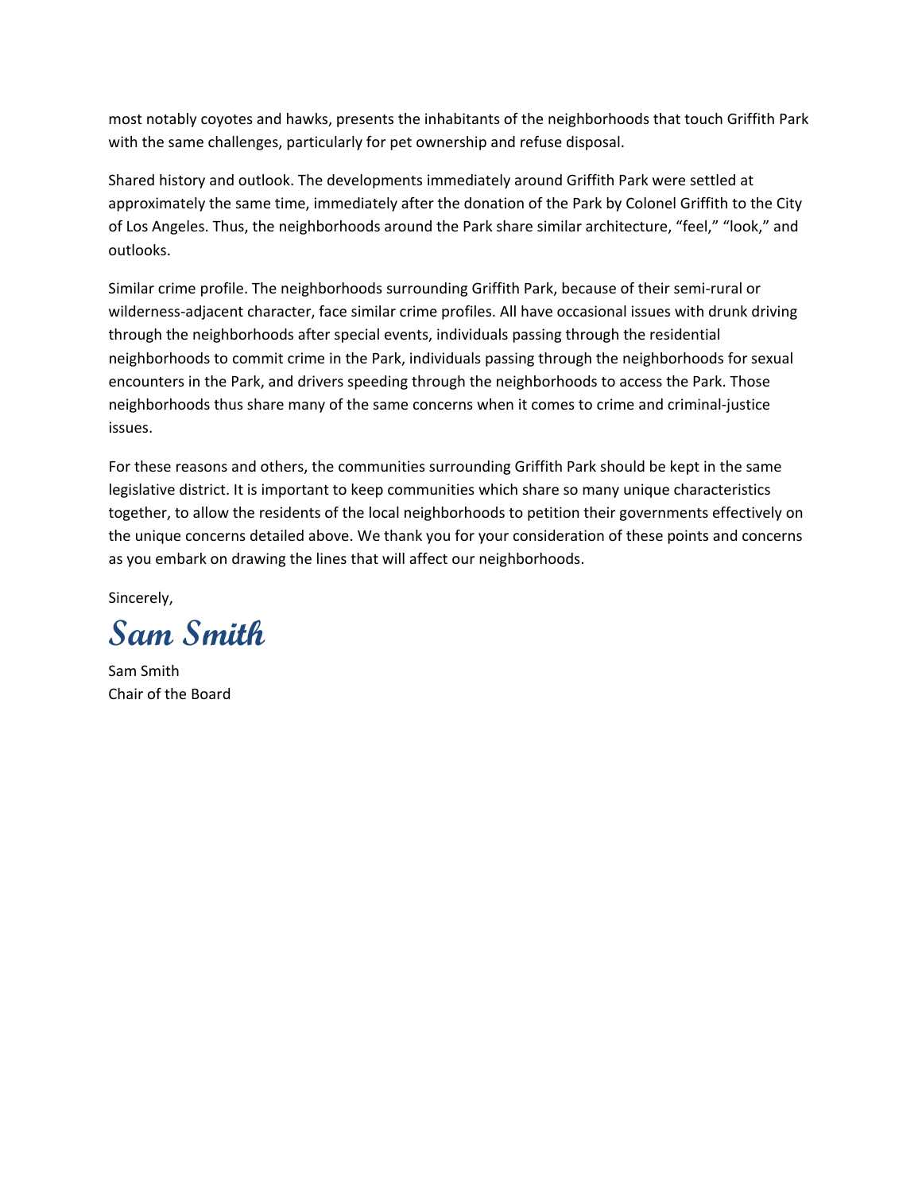most notably coyotes and hawks, presents the inhabitants of the neighborhoods that touch Griffith Park with the same challenges, particularly for pet ownership and refuse disposal.

Shared history and outlook. The developments immediately around Griffith Park were settled at approximately the same time, immediately after the donation of the Park by Colonel Griffith to the City of Los Angeles. Thus, the neighborhoods around the Park share similar architecture, "feel," "look," and outlooks.

Similar crime profile. The neighborhoods surrounding Griffith Park, because of their semi-rural or wilderness-adjacent character, face similar crime profiles. All have occasional issues with drunk driving through the neighborhoods after special events, individuals passing through the residential neighborhoods to commit crime in the Park, individuals passing through the neighborhoods for sexual encounters in the Park, and drivers speeding through the neighborhoods to access the Park. Those neighborhoods thus share many of the same concerns when it comes to crime and criminal-justice issues.

For these reasons and others, the communities surrounding Griffith Park should be kept in the same legislative district. It is important to keep communities which share so many unique characteristics together, to allow the residents of the local neighborhoods to petition their governments effectively on the unique concerns detailed above. We thank you for your consideration of these points and concerns as you embark on drawing the lines that will affect our neighborhoods.

Sincerely,

*Sam Smith*

Sam Smith
Chair of the Board